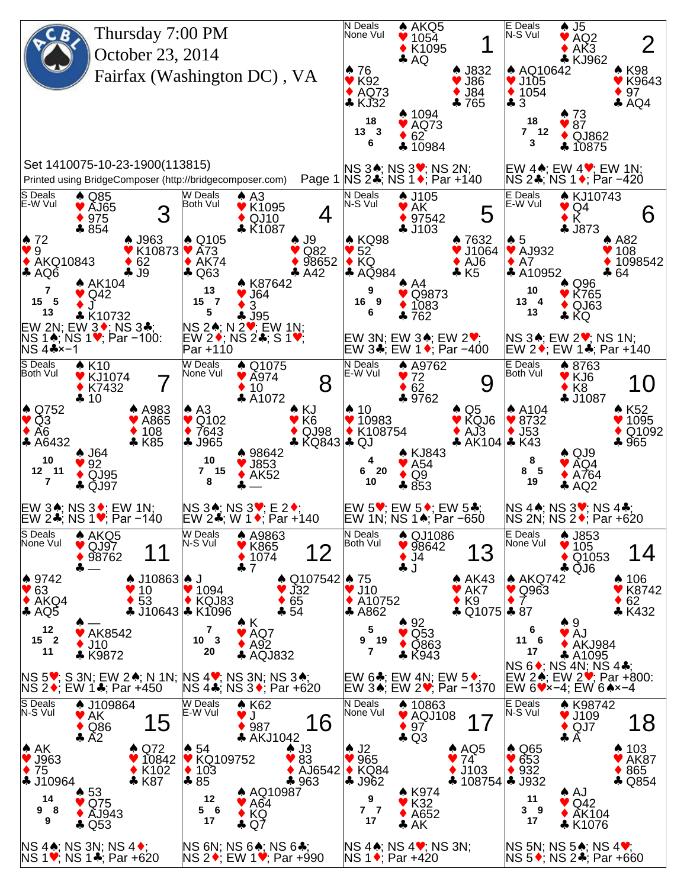# Thursday 7:00 PM
# October 23, 2014
# Fairfax (Washington DC) , VA

Set 1410075-10-23-1900(113815)

Printed using BridgeComposer (http://bridgecomposer.com)

---

## Board 1
N Deals, None Vul

- North: ♠ AKQ5 ♥ 1054 ♦ K1095 ♣ AQ
- West: ♠ 76 ♥ K92 ♦ AQ73 ♣ KJ32
- East: ♠ J832 ♥ J86 ♦ J84 ♣ 765
- South: ♠ 1094 ♥ AQ73 ♦ 62 ♣ 10984

HCP: N 18, E 3, S 6, W 13

NS 3♠; NS 3♥; NS 2N; NS 2♣; NS 1♦; Par +140

## Board 2
E Deals, N-S Vul

- North: ♠ J5 ♥ AQ2 ♦ AK3 ♣ KJ962
- West: ♠ AQ10642 ♥ J105 ♦ 1054 ♣ 3
- East: ♠ K98 ♥ K9643 ♦ 97 ♣ AQ4
- South: ♠ 73 ♥ 87 ♦ QJ862 ♣ 10875

HCP: N 18, E 12, S 3, W 7

EW 4♠; EW 4♥; EW 1N; NS 2♣; NS 1♦; Par −420

## Board 3
S Deals, E-W Vul

- North: ♠ Q85 ♥ AJ65 ♦ 975 ♣ 854
- West: ♠ 72 ♥ 9 ♦ AKQ10843 ♣ AQ6
- East: ♠ J963 ♥ K10873 ♦ 62 ♣ J9
- South: ♠ AK104 ♥ Q42 ♦ J ♣ K10732

HCP: N 7, E 5, S 13, W 15

EW 2N; EW 3♦; NS 3♣; NS 1♠; NS 1♥; Par −100: NS 4♣×−1

## Board 4
W Deals, Both Vul

- North: ♠ A3 ♥ K1095 ♦ QJ10 ♣ K1087
- West: ♠ Q105 ♥ A73 ♦ AK74 ♣ Q63
- East: ♠ J9 ♥ Q82 ♦ 98652 ♣ A42
- South: ♠ K87642 ♥ J64 ♦ 3 ♣ J95

HCP: N 13, E 7, S 5, W 15

NS 2♠; N 2♥; EW 1N; EW 2♦; NS 2♣; S 1♥; Par +110

## Board 5
N Deals, N-S Vul

- North: ♠ J105 ♥ AK ♦ 97542 ♣ J103
- West: ♠ KQ98 ♥ 52 ♦ KQ ♣ AQ984
- East: ♠ 7632 ♥ J1064 ♦ AJ6 ♣ K5
- South: ♠ A4 ♥ Q9873 ♦ 1083 ♣ 762

HCP: N 9, E 9, S 6, W 16

EW 3N; EW 3♠; EW 2♥; EW 3♣; EW 1♦; Par −400

## Board 6
E Deals, E-W Vul

- North: ♠ KJ10743 ♥ Q4 ♦ K ♣ J873
- West: ♠ 5 ♥ AJ932 ♦ A7 ♣ A10952
- East: ♠ A82 ♥ 108 ♦ 1098542 ♣ 64
- South: ♠ Q96 ♥ K765 ♦ QJ63 ♣ KQ

HCP: N 10, E 4, S 13, W 13

NS 3♠; EW 2♥; NS 1N; EW 2♦; EW 1♣; Par +140

## Board 7
S Deals, Both Vul

- North: ♠ K10 ♥ KJ1074 ♦ K7432 ♣ 10
- West: ♠ Q752 ♥ Q3 ♦ A6 ♣ A6432
- East: ♠ A983 ♥ A865 ♦ 108 ♣ K85
- South: ♠ J64 ♥ 92 ♦ QJ95 ♣ QJ97

HCP: N 10, E 11, S 7, W 12

EW 3♠; NS 3♦; EW 1N; EW 2♣; NS 1♥; Par −140

## Board 8
W Deals, None Vul

- North: ♠ Q1075 ♥ A974 ♦ 10 ♣ A1072
- West: ♠ A3 ♥ Q102 ♦ 7643 ♣ J965
- East: ♠ KJ ♥ K6 ♦ QJ98 ♣ KQ843
- South: ♠ 98642 ♥ J853 ♦ AK52 ♣ —

HCP: N 10, E 15, S 8, W 7

NS 3♠; NS 3♥; E 2♦; EW 2♣; W 1♦; Par +140

## Board 9
N Deals, E-W Vul

- North: ♠ A9762 ♥ 72 ♦ 62 ♣ 9762
- West: ♠ 10 ♥ 10983 ♦ K108754 ♣ QJ
- East: ♠ Q5 ♥ KQJ6 ♦ AJ3 ♣ AK104
- South: ♠ KJ843 ♥ A54 ♦ Q9 ♣ 853

HCP: N 4, E 20, S 10, W 6

EW 5♥; EW 5♦; EW 5♣; EW 1N; NS 1♠; Par −650

## Board 10
E Deals, Both Vul

- North: ♠ 8763 ♥ KJ6 ♦ K8 ♣ J1087
- West: ♠ A104 ♥ 8732 ♦ J53 ♣ K43
- East: ♠ K52 ♥ 1095 ♦ Q1092 ♣ 965
- South: ♠ QJ9 ♥ AQ4 ♦ A764 ♣ AQ2

HCP: N 8, E 5, S 19, W 8

NS 4♠; NS 3♥; NS 4♣; NS 2N; NS 2♦; Par +620

## Board 11
S Deals, None Vul

- North: ♠ AKQ5 ♥ QJ97 ♦ 98762 ♣ —
- West: ♠ 9742 ♥ 63 ♦ AKQ4 ♣ AQ5
- East: ♠ J10863 ♥ 10 ♦ 53 ♣ J10643
- South: ♠ — ♥ AK8542 ♦ J10 ♣ K9872

HCP: N 12, E 2, S 11, W 15

NS 5♥; S 3N; EW 2♠; N 1N; NS 2♦; EW 1♣; Par +450

## Board 12
W Deals, N-S Vul

- North: ♠ A9863 ♥ K865 ♦ 1074 ♣ 7
- West: ♠ J ♥ 1094 ♦ KQJ83 ♣ K1096
- East: ♠ Q107542 ♥ J32 ♦ 65 ♣ 54
- South: ♠ K ♥ AQ7 ♦ A92 ♣ AQJ832

HCP: N 7, E 3, S 20, W 10

NS 4♥; NS 3N; NS 3♠; NS 4♣; NS 3♦; Par +620

## Board 13
N Deals, Both Vul

- North: ♠ QJ1086 ♥ 98642 ♦ J4 ♣ J
- West: ♠ 75 ♥ J10 ♦ A10752 ♣ A862
- East: ♠ AK43 ♥ AK7 ♦ K9 ♣ Q1075
- South: ♠ 92 ♥ Q53 ♦ Q863 ♣ K943

HCP: N 5, E 19, S 7, W 9

EW 6♣; EW 4N; EW 5♦; EW 3♠; EW 2♥; Par −1370

## Board 14
E Deals, None Vul

- North: ♠ J853 ♥ 105 ♦ Q1053 ♣ QJ6
- West: ♠ AKQ742 ♥ Q963 ♦ 7 ♣ 87
- East: ♠ 106 ♥ K8742 ♦ 62 ♣ K432
- South: ♠ 9 ♥ AJ ♦ AKJ984 ♣ A1095

HCP: N 6, E 6, S 17, W 11

NS 6♦; NS 4N; NS 4♣; EW 2♠; EW 2♥; Par +800: EW 6♥×−4; EW 6♠×−4

## Board 15
S Deals, N-S Vul

- North: ♠ J109864 ♥ AK ♦ Q86 ♣ A2
- West: ♠ AK ♥ J963 ♦ 75 ♣ J10964
- East: ♠ Q72 ♥ 10842 ♦ K102 ♣ K87
- South: ♠ 53 ♥ Q75 ♦ AJ943 ♣ Q53

HCP: N 14, E 8, S 9, W 9

NS 4♠; NS 3N; NS 4♦; NS 1♥; NS 1♣; Par +620

## Board 16
W Deals, E-W Vul

- North: ♠ K62 ♥ J ♦ 987 ♣ AKJ1042
- West: ♠ 54 ♥ KQ109752 ♦ 103 ♣ 85
- East: ♠ J3 ♥ 83 ♦ AJ6542 ♣ 963
- South: ♠ AQ10987 ♥ A64 ♦ KQ ♣ Q7

HCP: N 12, E 6, S 17, W 5

NS 6N; NS 6♠; NS 6♣; NS 2♦; EW 1♥; Par +990

## Board 17
N Deals, None Vul

- North: ♠ 10863 ♥ AQJ108 ♦ 97 ♣ Q3
- West: ♠ J2 ♥ 965 ♦ KQ84 ♣ J962
- East: ♠ AQ5 ♥ 74 ♦ J103 ♣ 108754
- South: ♠ K974 ♥ K32 ♦ A652 ♣ AK

HCP: N 9, E 7, S 17, W 7

NS 4♠; NS 4♥; NS 3N; NS 1♦; Par +420

## Board 18
E Deals, N-S Vul

- North: ♠ K98742 ♥ J109 ♦ QJ7 ♣ A
- West: ♠ Q65 ♥ 653 ♦ 932 ♣ J932
- East: ♠ 103 ♥ AK87 ♦ 865 ♣ Q854
- South: ♠ AJ ♥ Q42 ♦ AK104 ♣ K1076

HCP: N 11, E 9, S 17, W 3

NS 5N; NS 5♠; NS 4♥; NS 5♦; NS 2♣; Par +660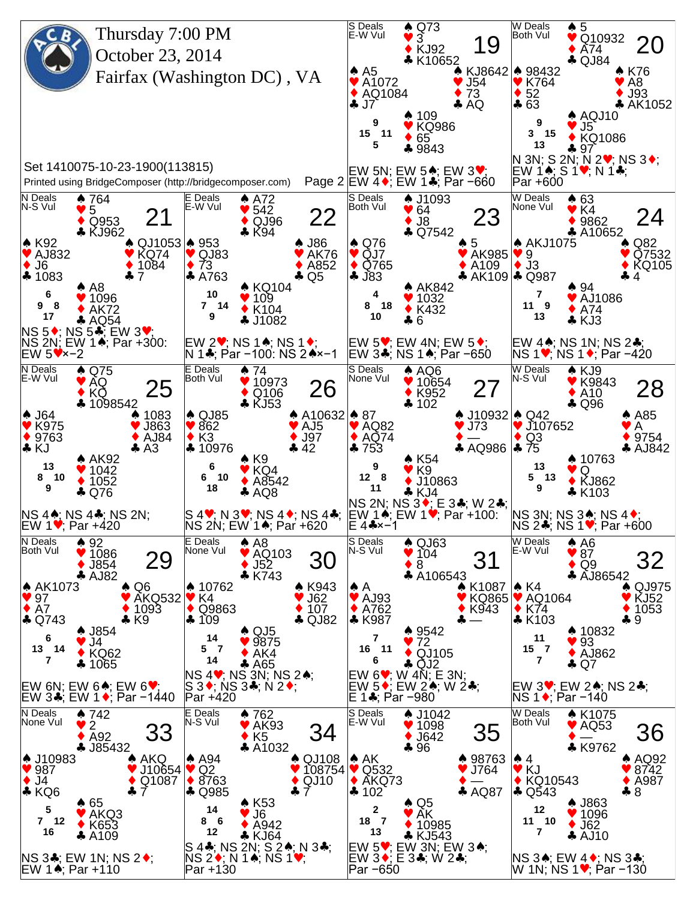# Thursday 7:00 PM
# October 23, 2014
# Fairfax (Washington DC) , VA

Set 1410075-10-23-1900(113815)

Printed using BridgeComposer (http://bridgecomposer.com)

---

**Board 19** — S Deals, E-W Vul

North: ♠ Q73 ♥ 3 ♦ KJ92 ♣ K10652
West: ♠ A5 ♥ A1072 ♦ AQ1084 ♣ J7
East: ♠ KJ8642 ♥ J54 ♦ 73 ♣ AQ
South: ♠ 109 ♥ KQ986 ♦ 65 ♣ 9843

HCP: N 9, W 15, E 11, S 5

EW 5N; EW 5♠; EW 3♥; EW 4♦; EW 1♣; Par −660

---

**Board 20** — W Deals, Both Vul

North: ♠ 5 ♥ Q10932 ♦ A74 ♣ QJ84
West: ♠ 98432 ♥ K764 ♦ 52 ♣ 63
East: ♠ K76 ♥ A8 ♦ J93 ♣ AK1052
South: ♠ AQJ10 ♥ J5 ♦ KQ1086 ♣ 97

HCP: N 9, W 3, E 15, S 13

N 3N; S 2N; N 2♥; NS 3♦; EW 1♠; S 1♥; N 1♣; Par +600

---

**Board 21** — N Deals, N-S Vul

North: ♠ 764 ♥ 5 ♦ Q953 ♣ KJ962
West: ♠ K92 ♥ AJ832 ♦ J6 ♣ 1083
East: ♠ QJ1053 ♥ KQ74 ♦ 1084 ♣ 7
South: ♠ A8 ♥ 1096 ♦ AK72 ♣ AQ54

HCP: N 6, W 9, E 8, S 17

NS 5♦; NS 5♣; EW 3♥; NS 2N; EW 1♠; Par +300: EW 5♥×−2

---

**Board 22** — E Deals, E-W Vul

North: ♠ A72 ♥ 542 ♦ QJ96 ♣ K94
West: ♠ 953 ♥ QJ83 ♦ 73 ♣ A763
East: ♠ J86 ♥ AK76 ♦ A852 ♣ Q5
South: ♠ KQ104 ♥ 109 ♦ K104 ♣ J1082

HCP: N 10, W 7, E 14, S 9

EW 2♥; NS 1♠; NS 1♦; N 1♣; Par −100: NS 2♠×−1

---

**Board 23** — S Deals, Both Vul

North: ♠ J1093 ♥ 64 ♦ J8 ♣ Q7542
West: ♠ Q76 ♥ QJ7 ♦ Q765 ♣ J83
East: ♠ 5 ♥ AK985 ♦ A109 ♣ AK109
South: ♠ AK842 ♥ 1032 ♦ K432 ♣ 6

HCP: N 4, W 8, E 18, S 10

EW 5♥; EW 4N; EW 5♦; EW 3♣; NS 1♠; Par −650

---

**Board 24** — W Deals, None Vul

North: ♠ 63 ♥ K4 ♦ 9862 ♣ A10652
West: ♠ AKJ1075 ♥ 9 ♦ J3 ♣ Q987
East: ♠ Q82 ♥ Q7532 ♦ KQ105 ♣ 4
South: ♠ 94 ♥ AJ1086 ♦ A74 ♣ KJ3

HCP: N 7, W 11, E 9, S 13

EW 4♠; NS 1N; NS 2♣; NS 1♥; NS 1♦; Par −420

---

**Board 25** — N Deals, E-W Vul

North: ♠ Q75 ♥ AQ ♦ KQ ♣ 1098542
West: ♠ J64 ♥ K975 ♦ 9763 ♣ KJ
East: ♠ 1083 ♥ J863 ♦ AJ84 ♣ A3
South: ♠ AK92 ♥ 1042 ♦ 1052 ♣ Q76

HCP: N 13, W 8, E 10, S 9

NS 4♠; NS 4♣; NS 2N; EW 1♥; Par +420

---

**Board 26** — E Deals, Both Vul

North: ♠ 74 ♥ 10973 ♦ Q106 ♣ KJ53
West: ♠ QJ85 ♥ 862 ♦ K3 ♣ 10976
East: ♠ A10632 ♥ AJ5 ♦ J97 ♣ 42
South: ♠ K9 ♥ KQ4 ♦ A8542 ♣ AQ8

HCP: N 6, W 6, E 10, S 18

S 4♥; N 3♥; NS 4♦; NS 4♣; NS 2N; EW 1♠; Par +620

---

**Board 27** — S Deals, None Vul

North: ♠ AQ6 ♥ 10654 ♦ K952 ♣ 102
West: ♠ 87 ♥ AQ82 ♦ AQ74 ♣ 753
East: ♠ J10932 ♥ J73 ♦ — ♣ AQ986
South: ♠ K54 ♥ K9 ♦ J10863 ♣ KJ4

HCP: N 9, W 12, E 8, S 11

NS 2N; NS 3♦; E 3♣; W 2♣; EW 1♠; EW 1♥; Par +100: E 4♣×−1

---

**Board 28** — W Deals, N-S Vul

North: ♠ KJ9 ♥ K9843 ♦ A10 ♣ Q96
West: ♠ Q42 ♥ J107652 ♦ Q3 ♣ 75
East: ♠ A85 ♥ A ♦ 9754 ♣ AJ842
South: ♠ 10763 ♥ Q ♦ KJ862 ♣ K103

HCP: N 13, W 5, E 13, S 9

NS 3N; NS 3♠; NS 4♦; NS 2♣; NS 1♥; Par +600

---

**Board 29** — N Deals, Both Vul

North: ♠ 92 ♥ 1086 ♦ J854 ♣ AJ82
West: ♠ AK1073 ♥ 97 ♦ A7 ♣ Q743
East: ♠ Q6 ♥ AKQ532 ♦ 1093 ♣ K9
South: ♠ J854 ♥ J4 ♦ KQ62 ♣ 1065

HCP: N 6, W 13, E 14, S 7

EW 6N; EW 6♠; EW 6♥; EW 3♣; EW 1♦; Par −1440

---

**Board 30** — E Deals, None Vul

North: ♠ A8 ♥ AQ103 ♦ J52 ♣ K743
West: ♠ 10762 ♥ K4 ♦ Q9863 ♣ 109
East: ♠ K943 ♥ J62 ♦ 107 ♣ QJ82
South: ♠ QJ5 ♥ 9875 ♦ AK4 ♣ A65

HCP: N 14, W 5, E 7, S 14

NS 4♥; NS 3N; NS 2♠; S 3♦; NS 3♣; N 2♦; Par +420

---

**Board 31** — S Deals, N-S Vul

North: ♠ QJ63 ♥ 104 ♦ 8 ♣ A106543
West: ♠ A ♥ AJ93 ♦ A762 ♣ K987
East: ♠ K1087 ♥ KQ865 ♦ K943 ♣ —
South: ♠ 9542 ♥ 72 ♦ QJ105 ♣ QJ2

HCP: N 7, W 16, E 11, S 6

EW 6♥; W 4N; E 3N; EW 5♦; EW 2♠; W 2♣; E 1♣; Par −980

---

**Board 32** — W Deals, E-W Vul

North: ♠ A6 ♥ 87 ♦ Q9 ♣ AJ86542
West: ♠ K4 ♥ AQ1064 ♦ K74 ♣ K103
East: ♠ QJ975 ♥ KJ52 ♦ 1053 ♣ 9
South: ♠ 10832 ♥ 93 ♦ AJ862 ♣ Q7

HCP: N 11, W 15, E 7, S 7

EW 3♥; EW 2♠; NS 2♣; NS 1♦; Par −140

---

**Board 33** — N Deals, None Vul

North: ♠ 742 ♥ 2 ♦ A92 ♣ J85432
West: ♠ J10983 ♥ 987 ♦ J4 ♣ KQ6
East: ♠ AKQ ♥ J10654 ♦ Q1087 ♣ 7
South: ♠ 65 ♥ AKQ3 ♦ K653 ♣ A109

HCP: N 5, W 7, E 12, S 16

NS 3♣; EW 1N; NS 2♦; EW 1♠; Par +110

---

**Board 34** — E Deals, N-S Vul

North: ♠ 762 ♥ AK93 ♦ K5 ♣ A1032
West: ♠ A94 ♥ Q2 ♦ 8763 ♣ Q985
East: ♠ QJ108 ♥ 108754 ♦ QJ10 ♣ 7
South: ♠ K53 ♥ J6 ♦ A942 ♣ KJ64

HCP: N 14, W 8, E 6, S 12

S 4♣; NS 2N; S 2♠; N 3♣; NS 2♦; N 1♠; NS 1♥; Par +130

---

**Board 35** — S Deals, E-W Vul

North: ♠ J1042 ♥ 1098 ♦ J642 ♣ 96
West: ♠ AK ♥ Q532 ♦ AKQ73 ♣ 102
East: ♠ 98763 ♥ J764 ♦ — ♣ AQ87
South: ♠ Q5 ♥ AK ♦ 10985 ♣ KJ543

HCP: N 2, W 18, E 7, S 13

EW 5♥; EW 3N; EW 3♠; EW 3♦; E 3♣; W 2♣; Par −650

---

**Board 36** — W Deals, Both Vul

North: ♠ K1075 ♥ AQ53 ♦ — ♣ K9762
West: ♠ 4 ♥ KJ ♦ KQ10543 ♣ Q543
East: ♠ AQ92 ♥ 8742 ♦ A987 ♣ 8
South: ♠ J863 ♥ 1096 ♦ J62 ♣ AJ10

HCP: N 12, W 11, E 10, S 7

NS 3♠; EW 4♦; NS 3♣; W 1N; NS 1♥; Par −130